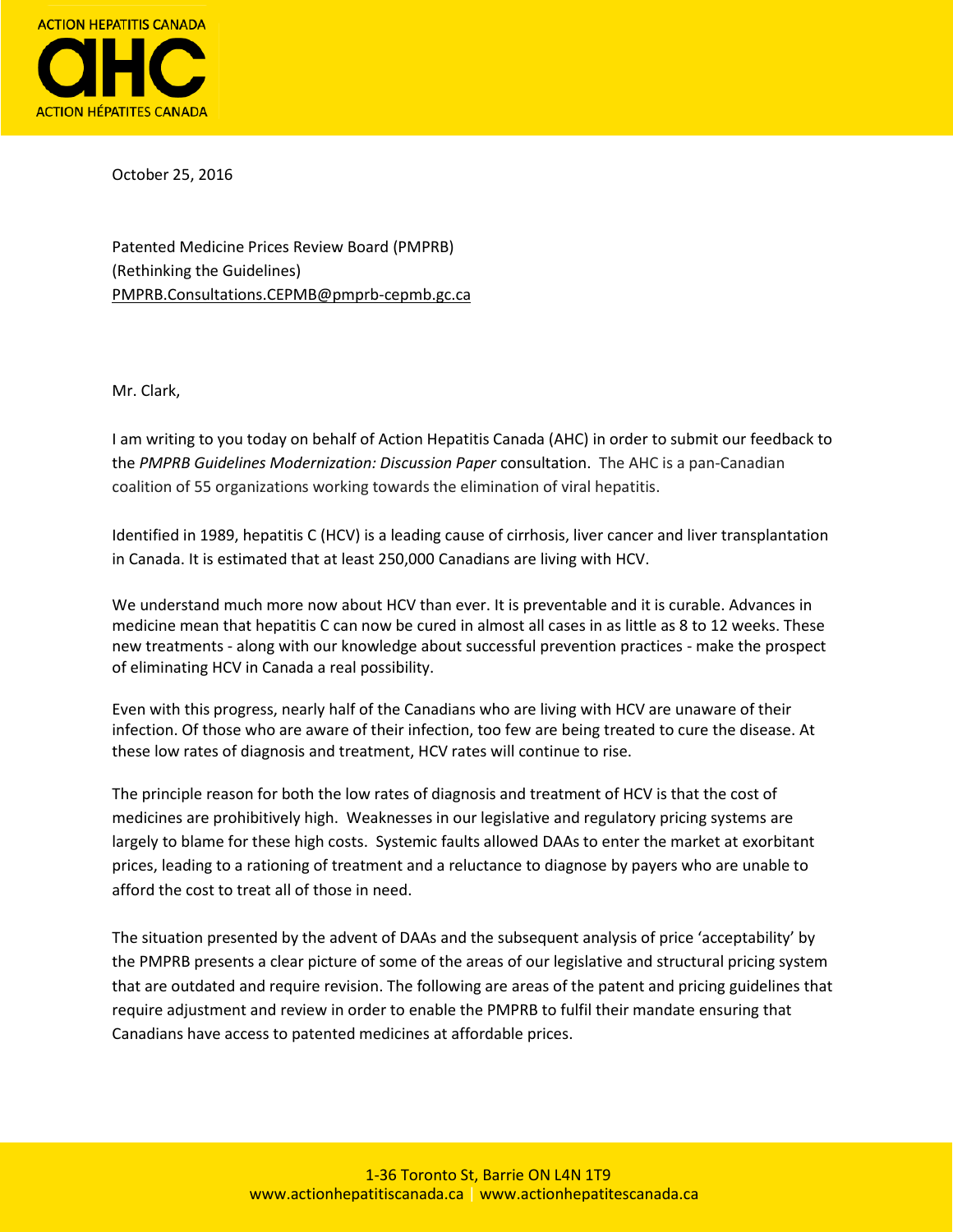ACTION HEPATITIS CANADA

AHC

ACTION HÉPATITES CANADA

October 25, 2016

Patented Medicine Prices Review Board (PMPRB)
(Rethinking the Guidelines)
PMPRB.Consultations.CEPMB@pmprb-cepmb.gc.ca

Mr. Clark,

I am writing to you today on behalf of Action Hepatitis Canada (AHC) in order to submit our feedback to the *PMPRB Guidelines Modernization: Discussion Paper* consultation. The AHC is a pan-Canadian coalition of 55 organizations working towards the elimination of viral hepatitis.

Identified in 1989, hepatitis C (HCV) is a leading cause of cirrhosis, liver cancer and liver transplantation in Canada. It is estimated that at least 250,000 Canadians are living with HCV.

We understand much more now about HCV than ever. It is preventable and it is curable. Advances in medicine mean that hepatitis C can now be cured in almost all cases in as little as 8 to 12 weeks. These new treatments - along with our knowledge about successful prevention practices - make the prospect of eliminating HCV in Canada a real possibility.

Even with this progress, nearly half of the Canadians who are living with HCV are unaware of their infection. Of those who are aware of their infection, too few are being treated to cure the disease. At these low rates of diagnosis and treatment, HCV rates will continue to rise.

The principle reason for both the low rates of diagnosis and treatment of HCV is that the cost of medicines are prohibitively high. Weaknesses in our legislative and regulatory pricing systems are largely to blame for these high costs. Systemic faults allowed DAAs to enter the market at exorbitant prices, leading to a rationing of treatment and a reluctance to diagnose by payers who are unable to afford the cost to treat all of those in need.

The situation presented by the advent of DAAs and the subsequent analysis of price 'acceptability' by the PMPRB presents a clear picture of some of the areas of our legislative and structural pricing system that are outdated and require revision. The following are areas of the patent and pricing guidelines that require adjustment and review in order to enable the PMPRB to fulfil their mandate ensuring that Canadians have access to patented medicines at affordable prices.

1-36 Toronto St, Barrie ON L4N 1T9
www.actionhepatitiscanada.ca | www.actionhepatitescanada.ca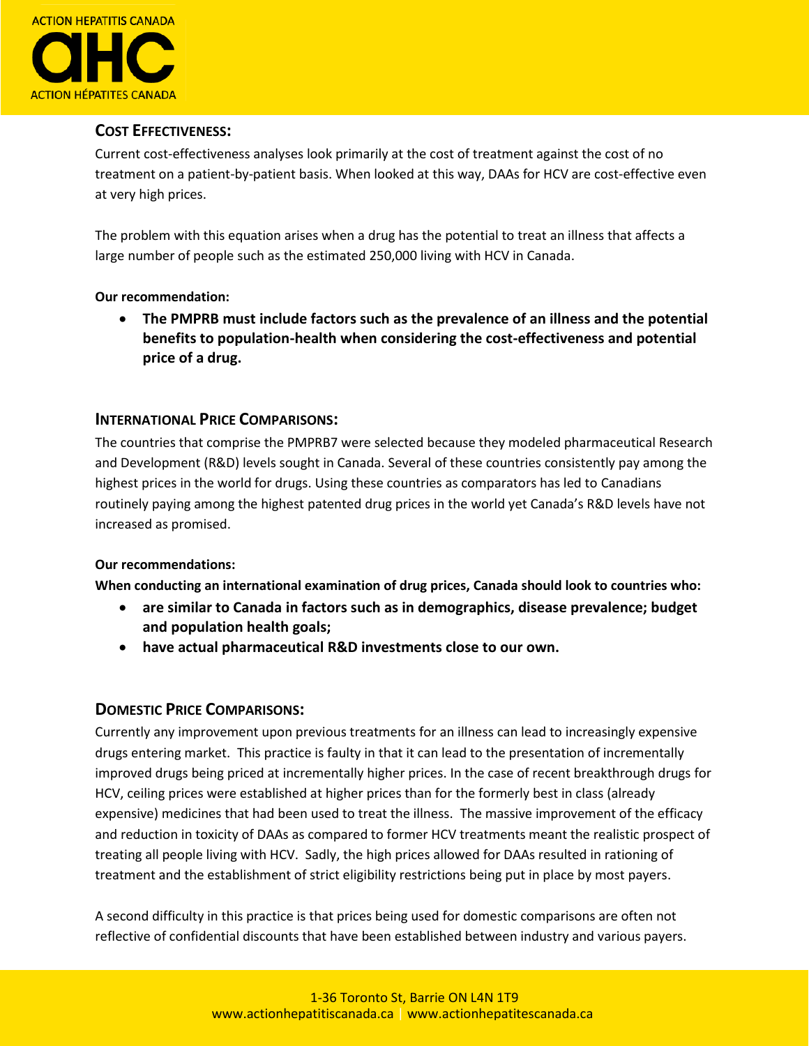## Cost Effectiveness:

Current cost-effectiveness analyses look primarily at the cost of treatment against the cost of no treatment on a patient-by-patient basis. When looked at this way, DAAs for HCV are cost-effective even at very high prices.

The problem with this equation arises when a drug has the potential to treat an illness that affects a large number of people such as the estimated 250,000 living with HCV in Canada.

**Our recommendation:**

- **The PMPRB must include factors such as the prevalence of an illness and the potential benefits to population-health when considering the cost-effectiveness and potential price of a drug.**

## International Price Comparisons:

The countries that comprise the PMPRB7 were selected because they modeled pharmaceutical Research and Development (R&D) levels sought in Canada. Several of these countries consistently pay among the highest prices in the world for drugs. Using these countries as comparators has led to Canadians routinely paying among the highest patented drug prices in the world yet Canada's R&D levels have not increased as promised.

**Our recommendations:**

**When conducting an international examination of drug prices, Canada should look to countries who:**

- **are similar to Canada in factors such as in demographics, disease prevalence; budget and population health goals;**
- **have actual pharmaceutical R&D investments close to our own.**

## Domestic Price Comparisons:

Currently any improvement upon previous treatments for an illness can lead to increasingly expensive drugs entering market. This practice is faulty in that it can lead to the presentation of incrementally improved drugs being priced at incrementally higher prices. In the case of recent breakthrough drugs for HCV, ceiling prices were established at higher prices than for the formerly best in class (already expensive) medicines that had been used to treat the illness. The massive improvement of the efficacy and reduction in toxicity of DAAs as compared to former HCV treatments meant the realistic prospect of treating all people living with HCV. Sadly, the high prices allowed for DAAs resulted in rationing of treatment and the establishment of strict eligibility restrictions being put in place by most payers.

A second difficulty in this practice is that prices being used for domestic comparisons are often not reflective of confidential discounts that have been established between industry and various payers.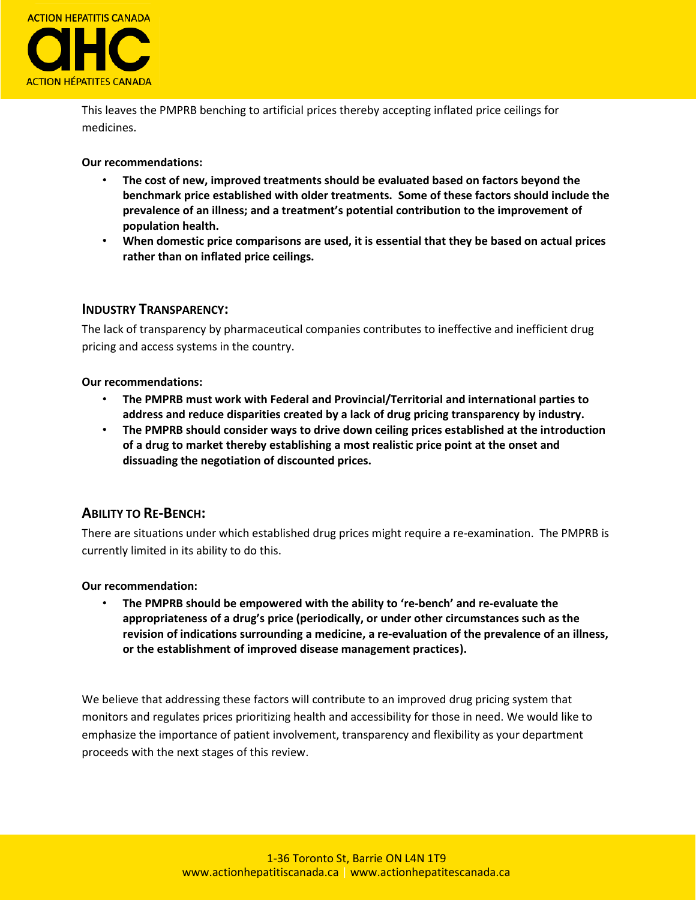This leaves the PMPRB benching to artificial prices thereby accepting inflated price ceilings for medicines.

**Our recommendations:**

- **The cost of new, improved treatments should be evaluated based on factors beyond the benchmark price established with older treatments. Some of these factors should include the prevalence of an illness; and a treatment's potential contribution to the improvement of population health.**
- **When domestic price comparisons are used, it is essential that they be based on actual prices rather than on inflated price ceilings.**

## INDUSTRY TRANSPARENCY:

The lack of transparency by pharmaceutical companies contributes to ineffective and inefficient drug pricing and access systems in the country.

**Our recommendations:**

- **The PMPRB must work with Federal and Provincial/Territorial and international parties to address and reduce disparities created by a lack of drug pricing transparency by industry.**
- **The PMPRB should consider ways to drive down ceiling prices established at the introduction of a drug to market thereby establishing a most realistic price point at the onset and dissuading the negotiation of discounted prices.**

## ABILITY TO RE-BENCH:

There are situations under which established drug prices might require a re-examination. The PMPRB is currently limited in its ability to do this.

**Our recommendation:**

- **The PMPRB should be empowered with the ability to 're-bench' and re-evaluate the appropriateness of a drug's price (periodically, or under other circumstances such as the revision of indications surrounding a medicine, a re-evaluation of the prevalence of an illness, or the establishment of improved disease management practices).**

We believe that addressing these factors will contribute to an improved drug pricing system that monitors and regulates prices prioritizing health and accessibility for those in need. We would like to emphasize the importance of patient involvement, transparency and flexibility as your department proceeds with the next stages of this review.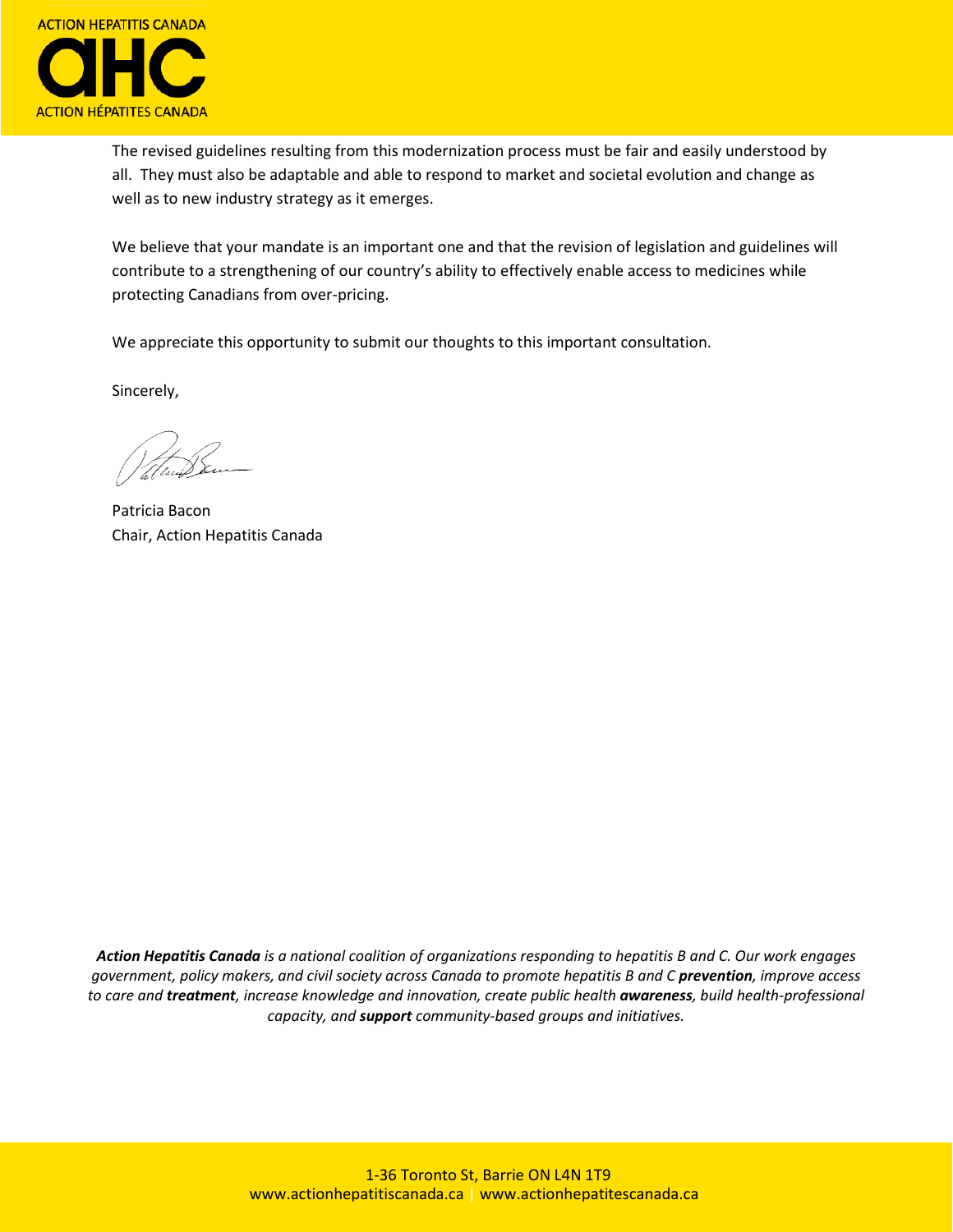The revised guidelines resulting from this modernization process must be fair and easily understood by all. They must also be adaptable and able to respond to market and societal evolution and change as well as to new industry strategy as it emerges.

We believe that your mandate is an important one and that the revision of legislation and guidelines will contribute to a strengthening of our country's ability to effectively enable access to medicines while protecting Canadians from over-pricing.

We appreciate this opportunity to submit our thoughts to this important consultation.

Sincerely,

Patricia Bacon
Chair, Action Hepatitis Canada

***Action Hepatitis Canada*** *is a national coalition of organizations responding to hepatitis B and C. Our work engages government, policy makers, and civil society across Canada to promote hepatitis B and C* ***prevention****, improve access to care and* ***treatment****, increase knowledge and innovation, create public health* ***awareness****, build health-professional capacity, and* ***support*** *community-based groups and initiatives.*